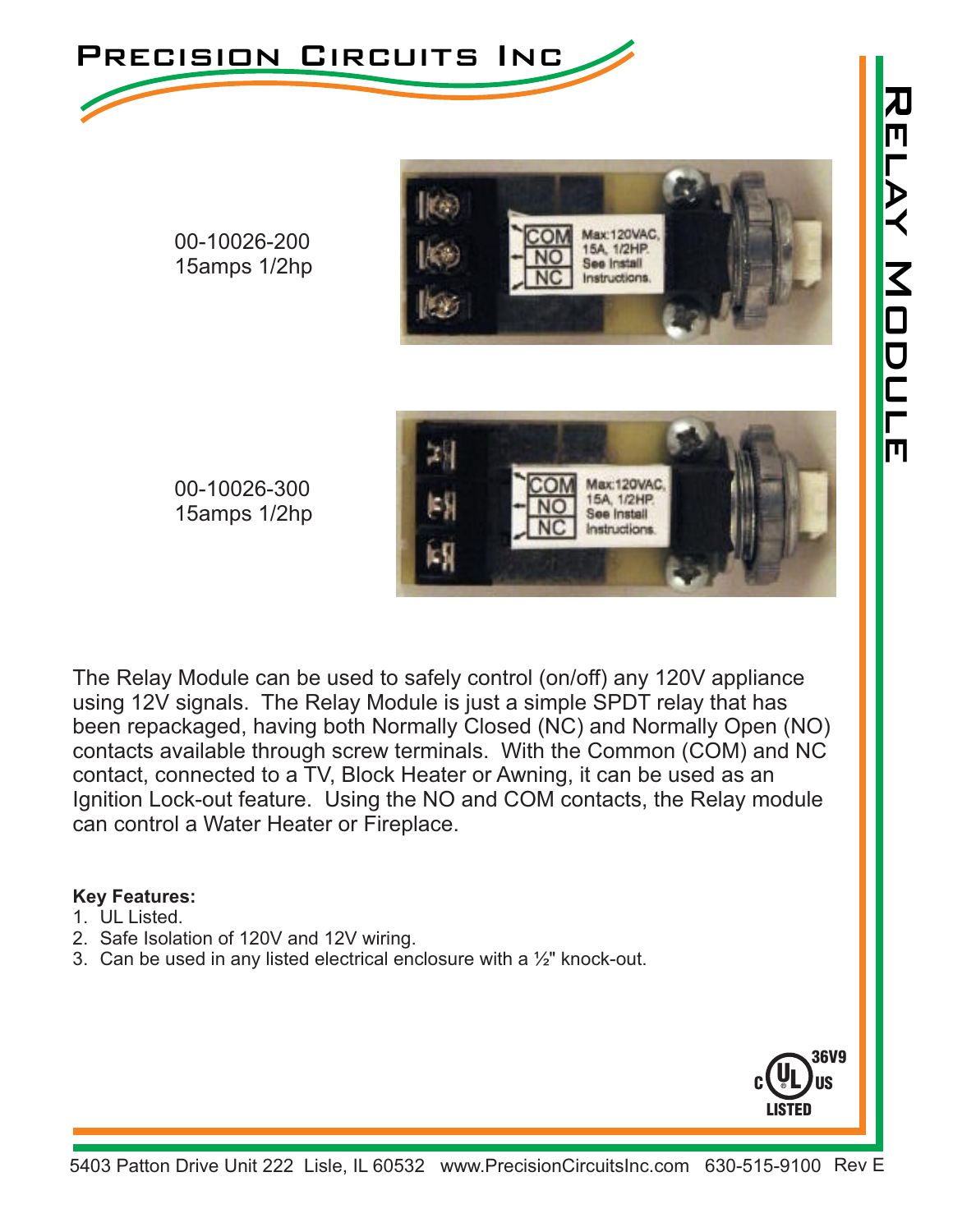# Precision Circuits Inc

## Relay Module

00-10026-200
15amps 1/2hp

00-10026-300
15amps 1/2hp

The Relay Module can be used to safely control (on/off) any 120V appliance using 12V signals. The Relay Module is just a simple SPDT relay that has been repackaged, having both Normally Closed (NC) and Normally Open (NO) contacts available through screw terminals. With the Common (COM) and NC contact, connected to a TV, Block Heater or Awning, it can be used as an Ignition Lock-out feature. Using the NO and COM contacts, the Relay module can control a Water Heater or Fireplace.

**Key Features:**

1. UL Listed.
2. Safe Isolation of 120V and 12V wiring.
3. Can be used in any listed electrical enclosure with a ½" knock-out.

c UL us LISTED 36V9

5403 Patton Drive Unit 222 Lisle, IL 60532 www.PrecisionCircuitsInc.com 630-515-9100 Rev E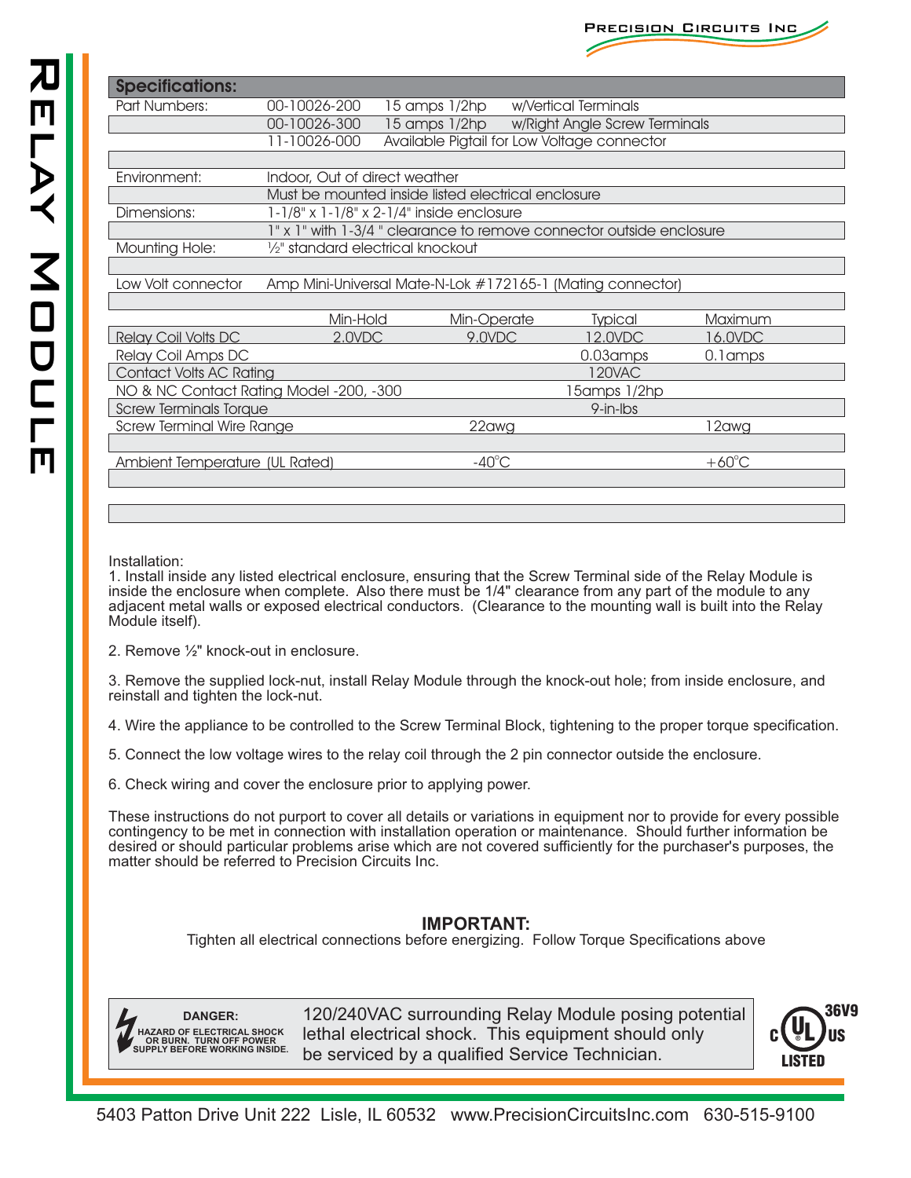# Relay Module

**Precision Circuits Inc**

| Specifications: | | | | |
|---|---|---|---|---|
| Part Numbers: | 00-10026-200 | 15 amps 1/2hp | w/Vertical Terminals | |
| | 00-10026-300 | 15 amps 1/2hp | w/Right Angle Screw Terminals | |
| | 11-10026-000 | Available Pigtail for Low Voltage connector | | |
| | | | | |
| Environment: | Indoor, Out of direct weather | | | |
| | Must be mounted inside listed electrical enclosure | | | |
| Dimensions: | 1-1/8" x 1-1/8" x 2-1/4" inside enclosure | | | |
| | 1" x 1" with 1-3/4 " clearance to remove connector outside enclosure | | | |
| Mounting Hole: | ½" standard electrical knockout | | | |
| | | | | |
| Low Volt connector | Amp Mini-Universal Mate-N-Lok #172165-1 (Mating connector) | | | |

| | Min-Hold | Min-Operate | Typical | Maximum |
|---|---|---|---|---|
| Relay Coil Volts DC | 2.0VDC | 9.0VDC | 12.0VDC | 16.0VDC |
| Relay Coil Amps DC | | | 0.03amps | 0.1amps |
| Contact Volts AC Rating | | | 120VAC | |
| NO & NC Contact Rating Model -200, -300 | | | 15amps 1/2hp | |
| Screw Terminals Torque | | | 9-in-lbs | |
| Screw Terminal Wire Range | | 22awg | | 12awg |
| | | | | |
| Ambient Temperature (UL Rated) | | -40°C | | +60°C |

Installation:

1. Install inside any listed electrical enclosure, ensuring that the Screw Terminal side of the Relay Module is inside the enclosure when complete. Also there must be 1/4" clearance from any part of the module to any adjacent metal walls or exposed electrical conductors. (Clearance to the mounting wall is built into the Relay Module itself).

2. Remove ½" knock-out in enclosure.

3. Remove the supplied lock-nut, install Relay Module through the knock-out hole; from inside enclosure, and reinstall and tighten the lock-nut.

4. Wire the appliance to be controlled to the Screw Terminal Block, tightening to the proper torque specification.

5. Connect the low voltage wires to the relay coil through the 2 pin connector outside the enclosure.

6. Check wiring and cover the enclosure prior to applying power.

These instructions do not purport to cover all details or variations in equipment nor to provide for every possible contingency to be met in connection with installation operation or maintenance. Should further information be desired or should particular problems arise which are not covered sufficiently for the purchaser's purposes, the matter should be referred to Precision Circuits Inc.

**IMPORTANT:**

Tighten all electrical connections before energizing. Follow Torque Specifications above

**DANGER:**
**HAZARD OF ELECTRICAL SHOCK OR BURN. TURN OFF POWER SUPPLY BEFORE WORKING INSIDE.**

120/240VAC surrounding Relay Module posing potential lethal electrical shock. This equipment should only be serviced by a qualified Service Technician.

c UL US LISTED 36V9

5403 Patton Drive Unit 222 Lisle, IL 60532 www.PrecisionCircuitsInc.com 630-515-9100